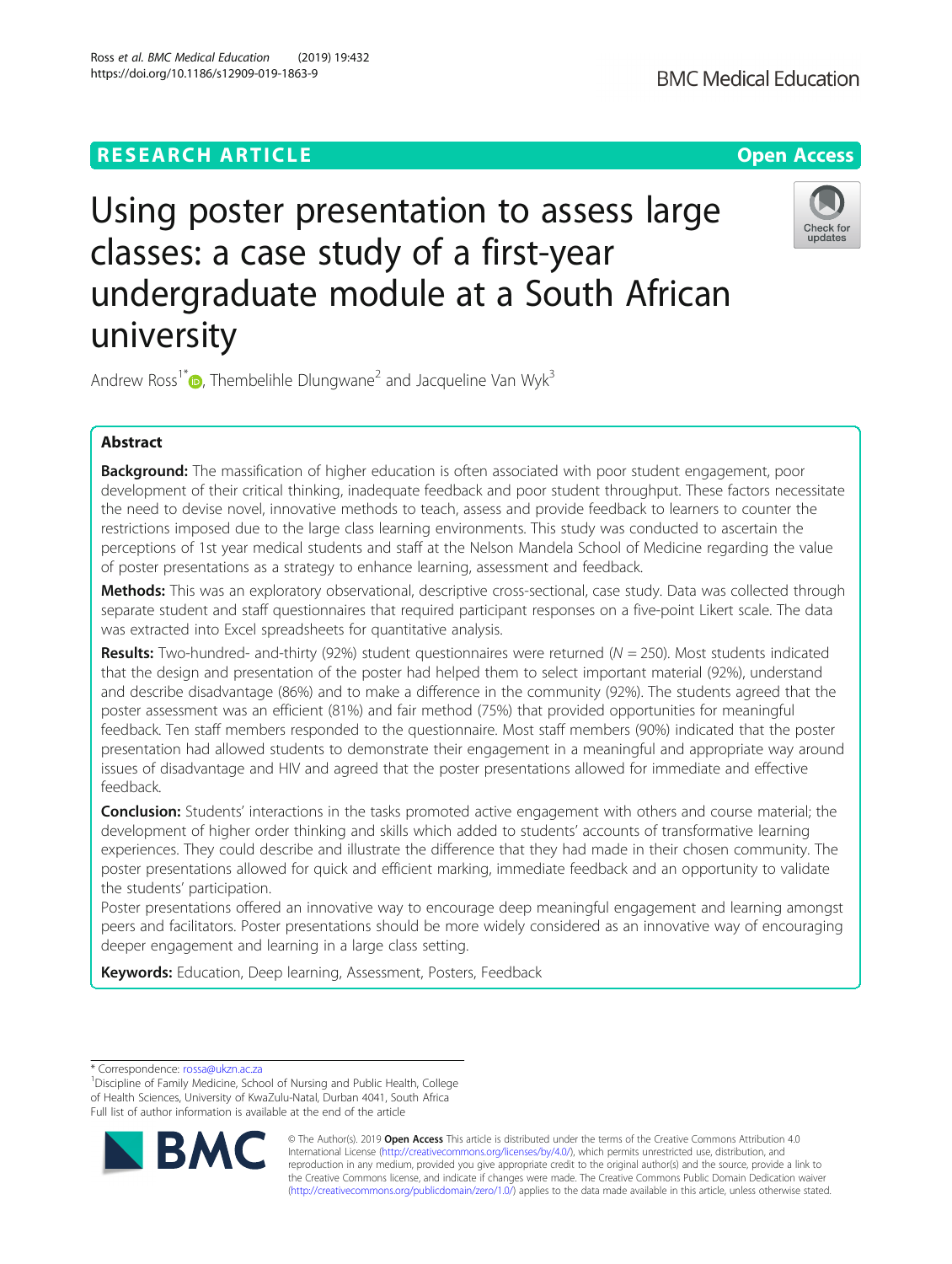RESEARCH ARTICLE

Open Access

# Using poster presentation to assess large classes: a case study of a first-year undergraduate module at a South African university

Andrew Ross[1*], Thembelihle Dlungwane[2] and Jacqueline Van Wyk[3]

## Abstract

**Background:** The massification of higher education is often associated with poor student engagement, poor development of their critical thinking, inadequate feedback and poor student throughput. These factors necessitate the need to devise novel, innovative methods to teach, assess and provide feedback to learners to counter the restrictions imposed due to the large class learning environments. This study was conducted to ascertain the perceptions of 1st year medical students and staff at the Nelson Mandela School of Medicine regarding the value of poster presentations as a strategy to enhance learning, assessment and feedback.

**Methods:** This was an exploratory observational, descriptive cross-sectional, case study. Data was collected through separate student and staff questionnaires that required participant responses on a five-point Likert scale. The data was extracted into Excel spreadsheets for quantitative analysis.

**Results:** Two-hundred- and-thirty (92%) student questionnaires were returned ($N = 250$). Most students indicated that the design and presentation of the poster had helped them to select important material (92%), understand and describe disadvantage (86%) and to make a difference in the community (92%). The students agreed that the poster assessment was an efficient (81%) and fair method (75%) that provided opportunities for meaningful feedback. Ten staff members responded to the questionnaire. Most staff members (90%) indicated that the poster presentation had allowed students to demonstrate their engagement in a meaningful and appropriate way around issues of disadvantage and HIV and agreed that the poster presentations allowed for immediate and effective feedback.

**Conclusion:** Students' interactions in the tasks promoted active engagement with others and course material; the development of higher order thinking and skills which added to students' accounts of transformative learning experiences. They could describe and illustrate the difference that they had made in their chosen community. The poster presentations allowed for quick and efficient marking, immediate feedback and an opportunity to validate the students' participation.

Poster presentations offered an innovative way to encourage deep meaningful engagement and learning amongst peers and facilitators. Poster presentations should be more widely considered as an innovative way of encouraging deeper engagement and learning in a large class setting.

**Keywords:** Education, Deep learning, Assessment, Posters, Feedback

---

\* Correspondence: rossa@ukzn.ac.za

[1]Discipline of Family Medicine, School of Nursing and Public Health, College of Health Sciences, University of KwaZulu-Natal, Durban 4041, South Africa

Full list of author information is available at the end of the article

© The Author(s). 2019 **Open Access** This article is distributed under the terms of the Creative Commons Attribution 4.0 International License (http://creativecommons.org/licenses/by/4.0/), which permits unrestricted use, distribution, and reproduction in any medium, provided you give appropriate credit to the original author(s) and the source, provide a link to the Creative Commons license, and indicate if changes were made. The Creative Commons Public Domain Dedication waiver (http://creativecommons.org/publicdomain/zero/1.0/) applies to the data made available in this article, unless otherwise stated.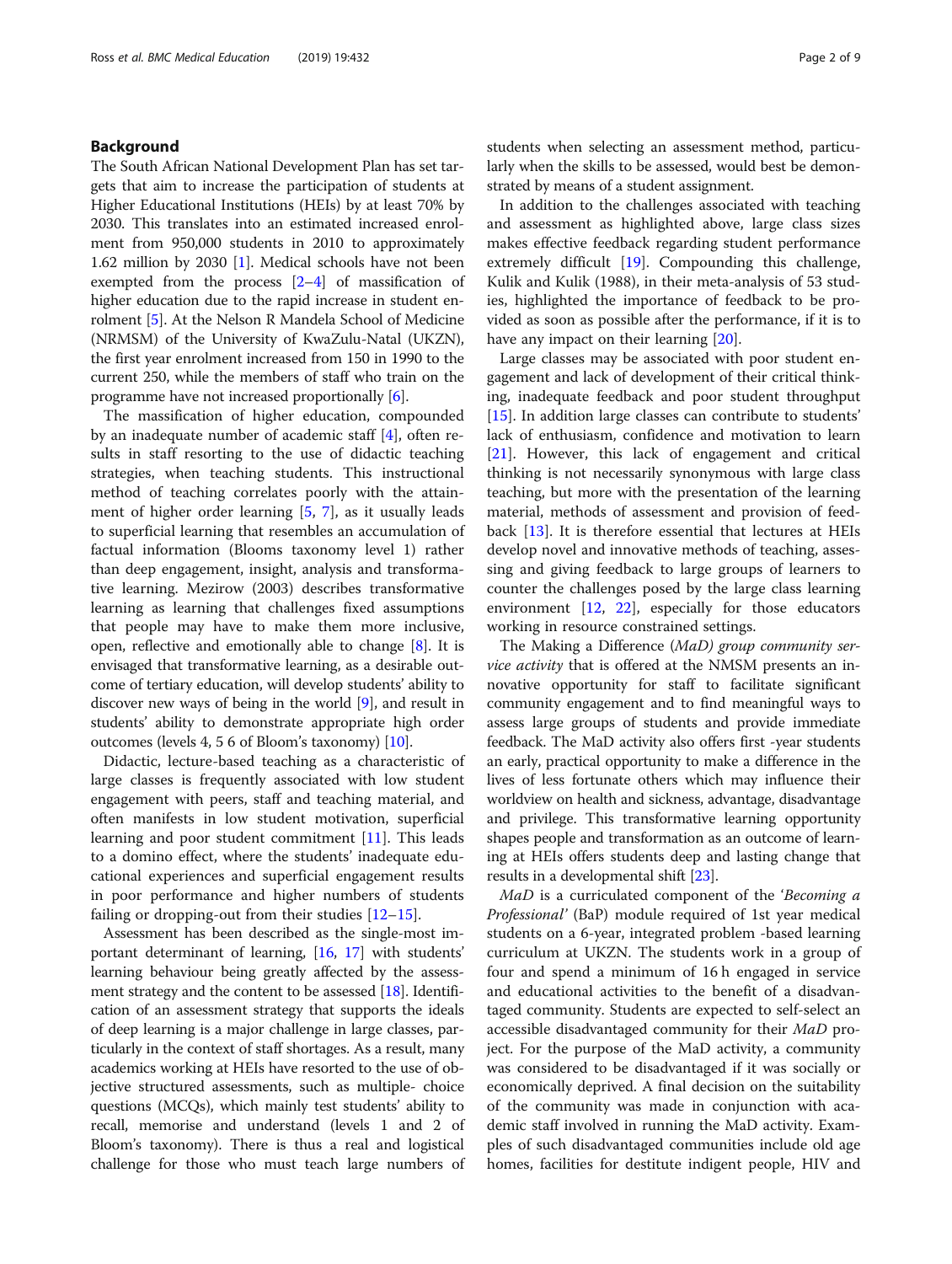## Background

The South African National Development Plan has set targets that aim to increase the participation of students at Higher Educational Institutions (HEIs) by at least 70% by 2030. This translates into an estimated increased enrolment from 950,000 students in 2010 to approximately 1.62 million by 2030 [1]. Medical schools have not been exempted from the process [2–4] of massification of higher education due to the rapid increase in student enrolment [5]. At the Nelson R Mandela School of Medicine (NRMSM) of the University of KwaZulu-Natal (UKZN), the first year enrolment increased from 150 in 1990 to the current 250, while the members of staff who train on the programme have not increased proportionally [6].

The massification of higher education, compounded by an inadequate number of academic staff [4], often results in staff resorting to the use of didactic teaching strategies, when teaching students. This instructional method of teaching correlates poorly with the attainment of higher order learning [5, 7], as it usually leads to superficial learning that resembles an accumulation of factual information (Blooms taxonomy level 1) rather than deep engagement, insight, analysis and transformative learning. Mezirow (2003) describes transformative learning as learning that challenges fixed assumptions that people may have to make them more inclusive, open, reflective and emotionally able to change [8]. It is envisaged that transformative learning, as a desirable outcome of tertiary education, will develop students' ability to discover new ways of being in the world [9], and result in students' ability to demonstrate appropriate high order outcomes (levels 4, 5 6 of Bloom's taxonomy) [10].

Didactic, lecture-based teaching as a characteristic of large classes is frequently associated with low student engagement with peers, staff and teaching material, and often manifests in low student motivation, superficial learning and poor student commitment [11]. This leads to a domino effect, where the students' inadequate educational experiences and superficial engagement results in poor performance and higher numbers of students failing or dropping-out from their studies [12–15].

Assessment has been described as the single-most important determinant of learning, [16, 17] with students' learning behaviour being greatly affected by the assessment strategy and the content to be assessed [18]. Identification of an assessment strategy that supports the ideals of deep learning is a major challenge in large classes, particularly in the context of staff shortages. As a result, many academics working at HEIs have resorted to the use of objective structured assessments, such as multiple- choice questions (MCQs), which mainly test students' ability to recall, memorise and understand (levels 1 and 2 of Bloom's taxonomy). There is thus a real and logistical challenge for those who must teach large numbers of students when selecting an assessment method, particularly when the skills to be assessed, would best be demonstrated by means of a student assignment.

In addition to the challenges associated with teaching and assessment as highlighted above, large class sizes makes effective feedback regarding student performance extremely difficult [19]. Compounding this challenge, Kulik and Kulik (1988), in their meta-analysis of 53 studies, highlighted the importance of feedback to be provided as soon as possible after the performance, if it is to have any impact on their learning [20].

Large classes may be associated with poor student engagement and lack of development of their critical thinking, inadequate feedback and poor student throughput [15]. In addition large classes can contribute to students' lack of enthusiasm, confidence and motivation to learn [21]. However, this lack of engagement and critical thinking is not necessarily synonymous with large class teaching, but more with the presentation of the learning material, methods of assessment and provision of feedback [13]. It is therefore essential that lectures at HEIs develop novel and innovative methods of teaching, assessing and giving feedback to large groups of learners to counter the challenges posed by the large class learning environment [12, 22], especially for those educators working in resource constrained settings.

The Making a Difference (*MaD) group community service activity* that is offered at the NMSM presents an innovative opportunity for staff to facilitate significant community engagement and to find meaningful ways to assess large groups of students and provide immediate feedback. The MaD activity also offers first -year students an early, practical opportunity to make a difference in the lives of less fortunate others which may influence their worldview on health and sickness, advantage, disadvantage and privilege. This transformative learning opportunity shapes people and transformation as an outcome of learning at HEIs offers students deep and lasting change that results in a developmental shift [23].

*MaD* is a curriculated component of the '*Becoming a Professional*' (BaP) module required of 1st year medical students on a 6-year, integrated problem -based learning curriculum at UKZN. The students work in a group of four and spend a minimum of 16 h engaged in service and educational activities to the benefit of a disadvantaged community. Students are expected to self-select an accessible disadvantaged community for their *MaD* project. For the purpose of the MaD activity, a community was considered to be disadvantaged if it was socially or economically deprived. A final decision on the suitability of the community was made in conjunction with academic staff involved in running the MaD activity. Examples of such disadvantaged communities include old age homes, facilities for destitute indigent people, HIV and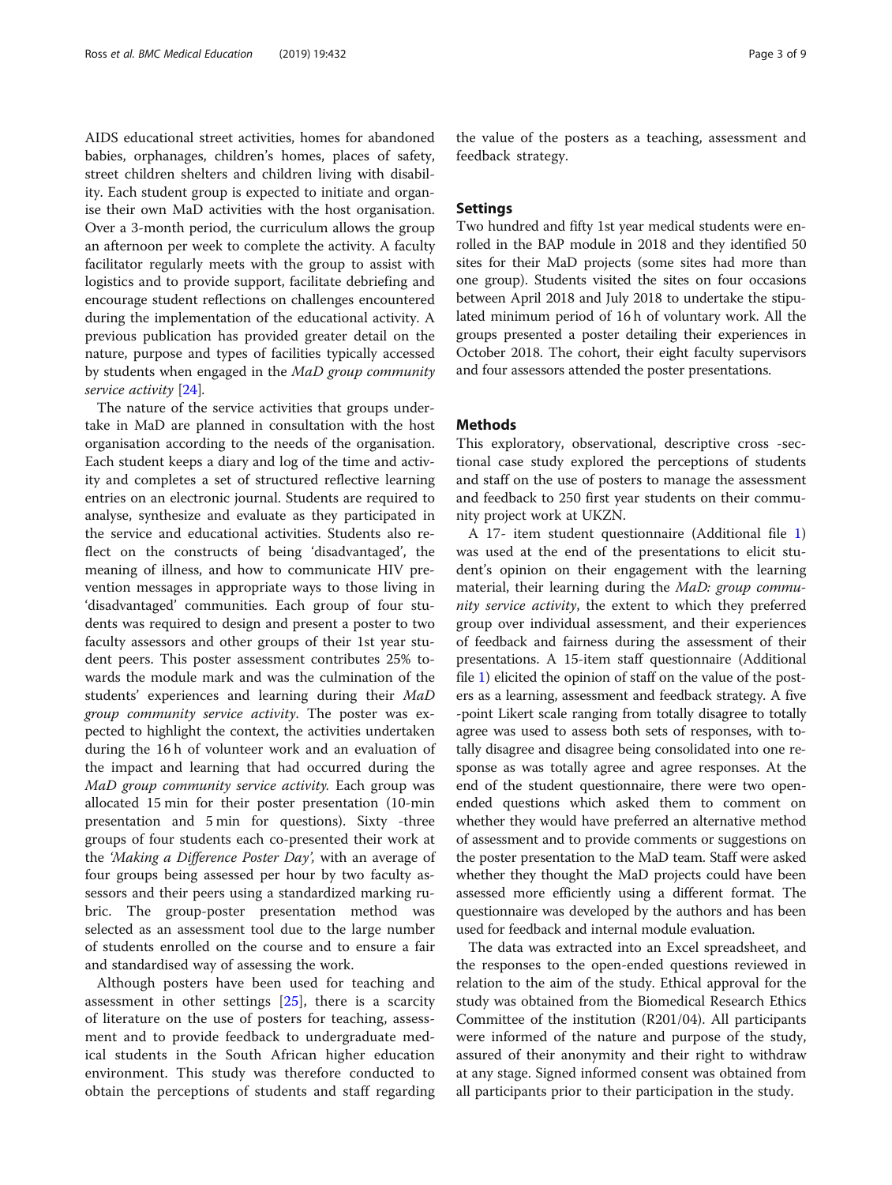AIDS educational street activities, homes for abandoned babies, orphanages, children's homes, places of safety, street children shelters and children living with disability. Each student group is expected to initiate and organise their own MaD activities with the host organisation. Over a 3-month period, the curriculum allows the group an afternoon per week to complete the activity. A faculty facilitator regularly meets with the group to assist with logistics and to provide support, facilitate debriefing and encourage student reflections on challenges encountered during the implementation of the educational activity. A previous publication has provided greater detail on the nature, purpose and types of facilities typically accessed by students when engaged in the *MaD group community service activity* [24].

The nature of the service activities that groups undertake in MaD are planned in consultation with the host organisation according to the needs of the organisation. Each student keeps a diary and log of the time and activity and completes a set of structured reflective learning entries on an electronic journal. Students are required to analyse, synthesize and evaluate as they participated in the service and educational activities. Students also reflect on the constructs of being 'disadvantaged', the meaning of illness, and how to communicate HIV prevention messages in appropriate ways to those living in 'disadvantaged' communities. Each group of four students was required to design and present a poster to two faculty assessors and other groups of their 1st year student peers. This poster assessment contributes 25% towards the module mark and was the culmination of the students' experiences and learning during their *MaD group community service activity*. The poster was expected to highlight the context, the activities undertaken during the 16 h of volunteer work and an evaluation of the impact and learning that had occurred during the *MaD group community service activity.* Each group was allocated 15 min for their poster presentation (10-min presentation and 5 min for questions). Sixty -three groups of four students each co-presented their work at the *'Making a Difference Poster Day'*, with an average of four groups being assessed per hour by two faculty assessors and their peers using a standardized marking rubric. The group-poster presentation method was selected as an assessment tool due to the large number of students enrolled on the course and to ensure a fair and standardised way of assessing the work.

Although posters have been used for teaching and assessment in other settings [25], there is a scarcity of literature on the use of posters for teaching, assessment and to provide feedback to undergraduate medical students in the South African higher education environment. This study was therefore conducted to obtain the perceptions of students and staff regarding the value of the posters as a teaching, assessment and feedback strategy.

## Settings

Two hundred and fifty 1st year medical students were enrolled in the BAP module in 2018 and they identified 50 sites for their MaD projects (some sites had more than one group). Students visited the sites on four occasions between April 2018 and July 2018 to undertake the stipulated minimum period of 16 h of voluntary work. All the groups presented a poster detailing their experiences in October 2018. The cohort, their eight faculty supervisors and four assessors attended the poster presentations.

## Methods

This exploratory, observational, descriptive cross -sectional case study explored the perceptions of students and staff on the use of posters to manage the assessment and feedback to 250 first year students on their community project work at UKZN.

A 17- item student questionnaire (Additional file 1) was used at the end of the presentations to elicit student's opinion on their engagement with the learning material, their learning during the *MaD: group community service activity*, the extent to which they preferred group over individual assessment, and their experiences of feedback and fairness during the assessment of their presentations. A 15-item staff questionnaire (Additional file 1) elicited the opinion of staff on the value of the posters as a learning, assessment and feedback strategy. A five -point Likert scale ranging from totally disagree to totally agree was used to assess both sets of responses, with totally disagree and disagree being consolidated into one response as was totally agree and agree responses. At the end of the student questionnaire, there were two open-ended questions which asked them to comment on whether they would have preferred an alternative method of assessment and to provide comments or suggestions on the poster presentation to the MaD team. Staff were asked whether they thought the MaD projects could have been assessed more efficiently using a different format. The questionnaire was developed by the authors and has been used for feedback and internal module evaluation.

The data was extracted into an Excel spreadsheet, and the responses to the open-ended questions reviewed in relation to the aim of the study. Ethical approval for the study was obtained from the Biomedical Research Ethics Committee of the institution (R201/04). All participants were informed of the nature and purpose of the study, assured of their anonymity and their right to withdraw at any stage. Signed informed consent was obtained from all participants prior to their participation in the study.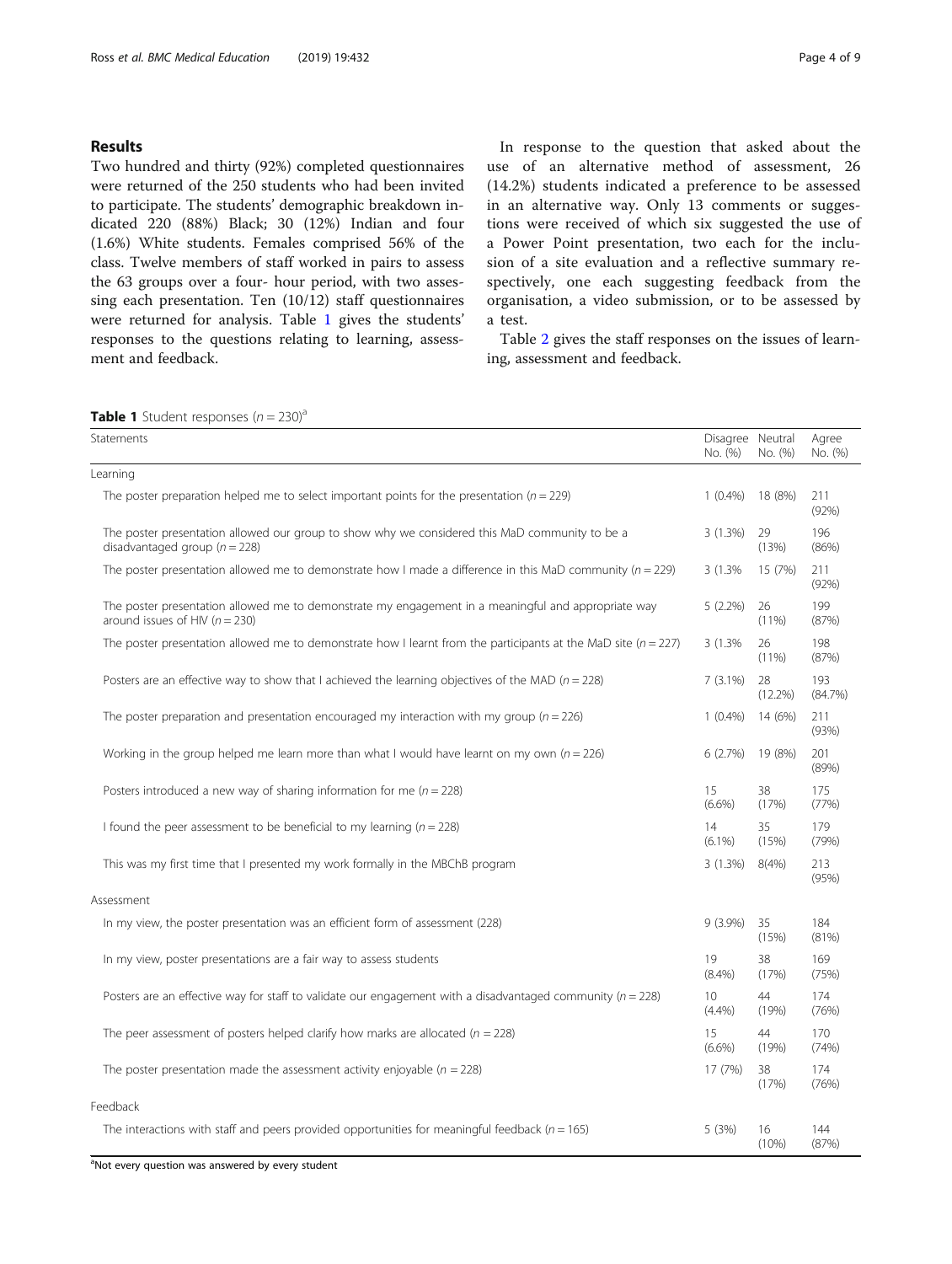## Results

Two hundred and thirty (92%) completed questionnaires were returned of the 250 students who had been invited to participate. The students' demographic breakdown indicated 220 (88%) Black; 30 (12%) Indian and four (1.6%) White students. Females comprised 56% of the class. Twelve members of staff worked in pairs to assess the 63 groups over a four- hour period, with two assessing each presentation. Ten (10/12) staff questionnaires were returned for analysis. Table 1 gives the students' responses to the questions relating to learning, assessment and feedback.

In response to the question that asked about the use of an alternative method of assessment, 26 (14.2%) students indicated a preference to be assessed in an alternative way. Only 13 comments or suggestions were received of which six suggested the use of a Power Point presentation, two each for the inclusion of a site evaluation and a reflective summary respectively, one each suggesting feedback from the organisation, a video submission, or to be assessed by a test.

Table 2 gives the staff responses on the issues of learning, assessment and feedback.

**Table 1** Student responses ($n = 230$)[a]

| Statements | Disagree No. (%) | Neutral No. (%) | Agree No. (%) |
|---|---|---|---|
| Learning | | | |
| The poster preparation helped me to select important points for the presentation ($n = 229$) | 1 (0.4%) | 18 (8%) | 211 (92%) |
| The poster presentation allowed our group to show why we considered this MaD community to be a disadvantaged group ($n = 228$) | 3 (1.3%) | 29 (13%) | 196 (86%) |
| The poster presentation allowed me to demonstrate how I made a difference in this MaD community ($n = 229$) | 3 (1.3% | 15 (7%) | 211 (92%) |
| The poster presentation allowed me to demonstrate my engagement in a meaningful and appropriate way around issues of HIV ($n = 230$) | 5 (2.2%) | 26 (11%) | 199 (87%) |
| The poster presentation allowed me to demonstrate how I learnt from the participants at the MaD site ($n = 227$) | 3 (1.3% | 26 (11%) | 198 (87%) |
| Posters are an effective way to show that I achieved the learning objectives of the MAD ($n = 228$) | 7 (3.1%) | 28 (12.2%) | 193 (84.7%) |
| The poster preparation and presentation encouraged my interaction with my group ($n = 226$) | 1 (0.4%) | 14 (6%) | 211 (93%) |
| Working in the group helped me learn more than what I would have learnt on my own ($n = 226$) | 6 (2.7%) | 19 (8%) | 201 (89%) |
| Posters introduced a new way of sharing information for me ($n = 228$) | 15 (6.6%) | 38 (17%) | 175 (77%) |
| I found the peer assessment to be beneficial to my learning ($n = 228$) | 14 (6.1%) | 35 (15%) | 179 (79%) |
| This was my first time that I presented my work formally in the MBChB program | 3 (1.3%) | 8(4%) | 213 (95%) |
| Assessment | | | |
| In my view, the poster presentation was an efficient form of assessment (228) | 9 (3.9%) | 35 (15%) | 184 (81%) |
| In my view, poster presentations are a fair way to assess students | 19 (8.4%) | 38 (17%) | 169 (75%) |
| Posters are an effective way for staff to validate our engagement with a disadvantaged community ($n = 228$) | 10 (4.4%) | 44 (19%) | 174 (76%) |
| The peer assessment of posters helped clarify how marks are allocated ($n = 228$) | 15 (6.6%) | 44 (19%) | 170 (74%) |
| The poster presentation made the assessment activity enjoyable ($n = 228$) | 17 (7%) | 38 (17%) | 174 (76%) |
| Feedback | | | |
| The interactions with staff and peers provided opportunities for meaningful feedback ($n = 165$) | 5 (3%) | 16 (10%) | 144 (87%) |

[a]Not every question was answered by every student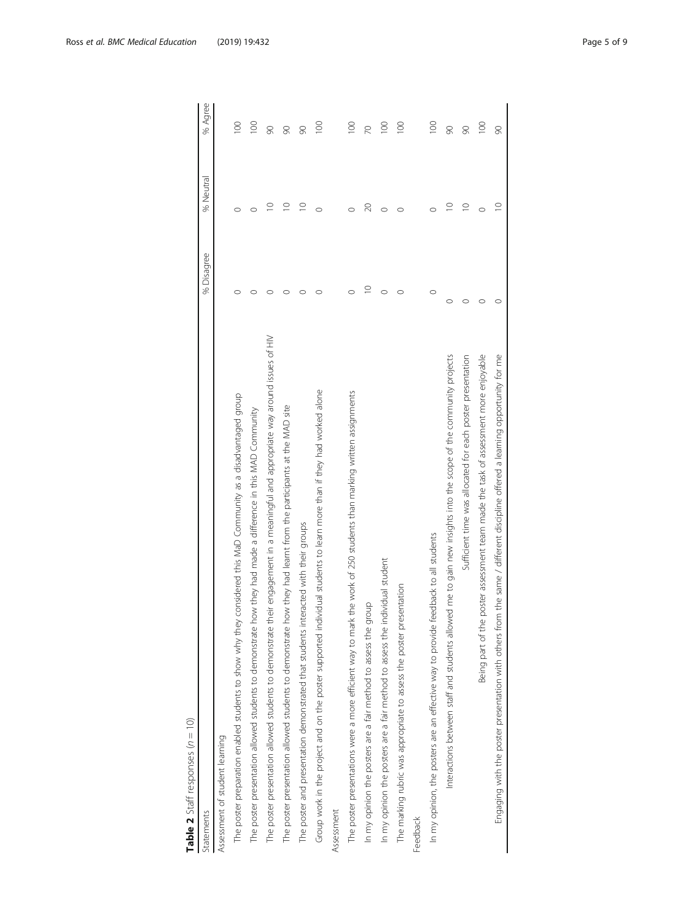**Table 2** Staff responses (*n* = 10)

| Statements | % Disagree | % Neutral | % Agree |
|---|---|---|---|
| Assessment of student learning | | | |
| The poster preparation enabled students to show why they considered this MaD Community as a disadvantaged group | 0 | 0 | 100 |
| The poster presentation allowed students to demonstrate how they had made a difference in this MAD Community | 0 | 0 | 100 |
| The poster presentation allowed students to demonstrate their engagement in a meaningful and appropriate way around issues of HIV | 0 | 10 | 90 |
| The poster presentation allowed students to demonstrate how they had learnt from the participants at the MAD site | 0 | 10 | 90 |
| The poster and presentation demonstrated that students interacted with their groups | 0 | 10 | 90 |
| Group work in the project and on the poster supported individual students to learn more than if they had worked alone | 0 | 0 | 100 |
| Assessment | | | |
| The poster presentations were a more efficient way to mark the work of 250 students than marking written assignments | 0 | 0 | 100 |
| In my opinion the posters are a fair method to assess the group | 10 | 20 | 70 |
| In my opinion the posters are a fair method to assess the individual student | 0 | 0 | 100 |
| The marking rubric was appropriate to assess the poster presentation | 0 | 0 | 100 |
| Feedback | | | |
| In my opinion, the posters are an effective way to provide feedback to all students | 0 | 0 | 100 |
| Interactions between staff and students allowed me to gain new insights into the scope of the community projects | 0 | 10 | 90 |
| Sufficient time was allocated for each poster presentation | 0 | 10 | 90 |
| Being part of the poster assessment team made the task of assessment more enjoyable | 0 | 0 | 100 |
| Engaging with the poster presentation with others from the same / different discipline offered a learning opportunity for me | 0 | 10 | 90 |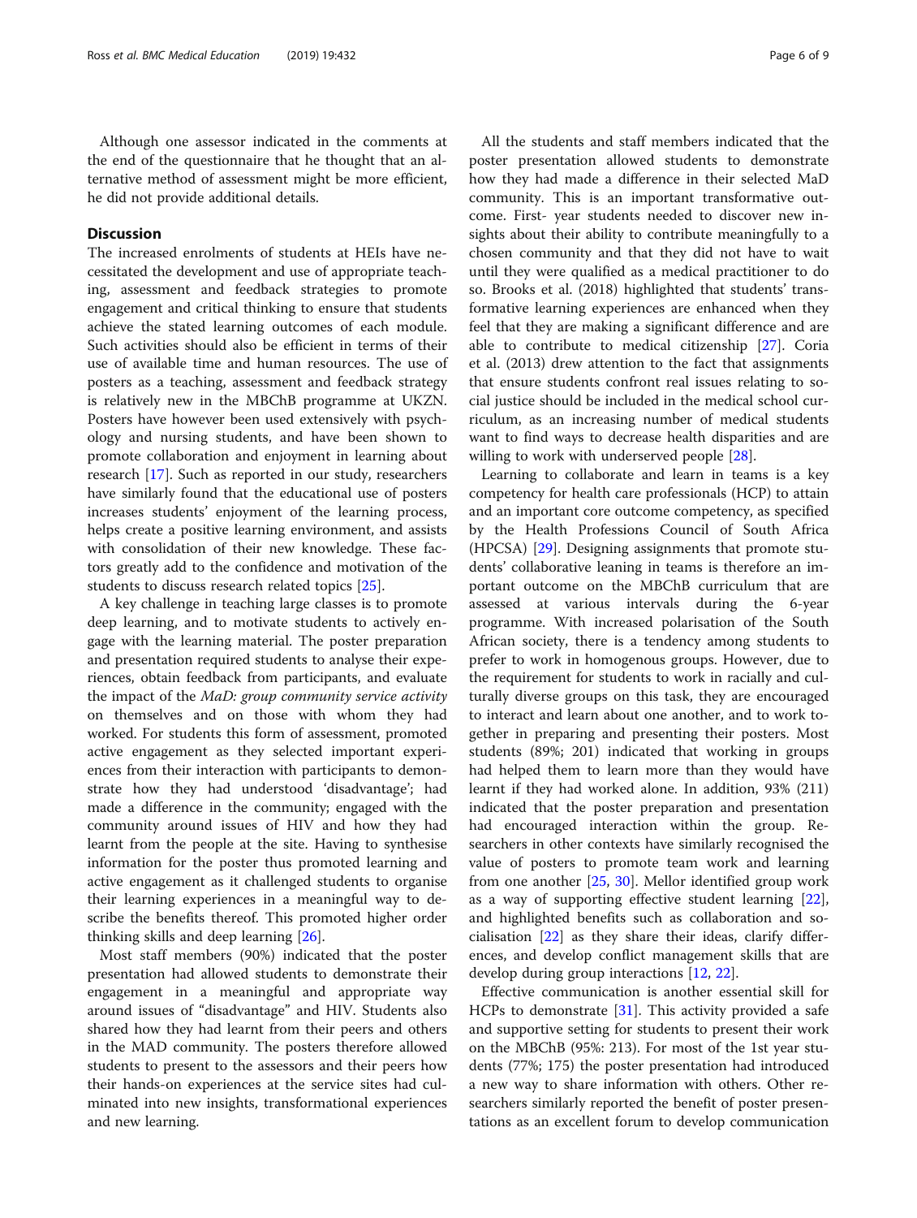Although one assessor indicated in the comments at the end of the questionnaire that he thought that an alternative method of assessment might be more efficient, he did not provide additional details.

## Discussion

The increased enrolments of students at HEIs have necessitated the development and use of appropriate teaching, assessment and feedback strategies to promote engagement and critical thinking to ensure that students achieve the stated learning outcomes of each module. Such activities should also be efficient in terms of their use of available time and human resources. The use of posters as a teaching, assessment and feedback strategy is relatively new in the MBChB programme at UKZN. Posters have however been used extensively with psychology and nursing students, and have been shown to promote collaboration and enjoyment in learning about research [17]. Such as reported in our study, researchers have similarly found that the educational use of posters increases students' enjoyment of the learning process, helps create a positive learning environment, and assists with consolidation of their new knowledge. These factors greatly add to the confidence and motivation of the students to discuss research related topics [25].

A key challenge in teaching large classes is to promote deep learning, and to motivate students to actively engage with the learning material. The poster preparation and presentation required students to analyse their experiences, obtain feedback from participants, and evaluate the impact of the *MaD: group community service activity* on themselves and on those with whom they had worked. For students this form of assessment, promoted active engagement as they selected important experiences from their interaction with participants to demonstrate how they had understood 'disadvantage'; had made a difference in the community; engaged with the community around issues of HIV and how they had learnt from the people at the site. Having to synthesise information for the poster thus promoted learning and active engagement as it challenged students to organise their learning experiences in a meaningful way to describe the benefits thereof. This promoted higher order thinking skills and deep learning [26].

Most staff members (90%) indicated that the poster presentation had allowed students to demonstrate their engagement in a meaningful and appropriate way around issues of "disadvantage" and HIV. Students also shared how they had learnt from their peers and others in the MAD community. The posters therefore allowed students to present to the assessors and their peers how their hands-on experiences at the service sites had culminated into new insights, transformational experiences and new learning.

All the students and staff members indicated that the poster presentation allowed students to demonstrate how they had made a difference in their selected MaD community. This is an important transformative outcome. First- year students needed to discover new insights about their ability to contribute meaningfully to a chosen community and that they did not have to wait until they were qualified as a medical practitioner to do so. Brooks et al. (2018) highlighted that students' transformative learning experiences are enhanced when they feel that they are making a significant difference and are able to contribute to medical citizenship [27]. Coria et al. (2013) drew attention to the fact that assignments that ensure students confront real issues relating to social justice should be included in the medical school curriculum, as an increasing number of medical students want to find ways to decrease health disparities and are willing to work with underserved people [28].

Learning to collaborate and learn in teams is a key competency for health care professionals (HCP) to attain and an important core outcome competency, as specified by the Health Professions Council of South Africa (HPCSA) [29]. Designing assignments that promote students' collaborative leaning in teams is therefore an important outcome on the MBChB curriculum that are assessed at various intervals during the 6-year programme. With increased polarisation of the South African society, there is a tendency among students to prefer to work in homogenous groups. However, due to the requirement for students to work in racially and culturally diverse groups on this task, they are encouraged to interact and learn about one another, and to work together in preparing and presenting their posters. Most students (89%; 201) indicated that working in groups had helped them to learn more than they would have learnt if they had worked alone. In addition, 93% (211) indicated that the poster preparation and presentation had encouraged interaction within the group. Researchers in other contexts have similarly recognised the value of posters to promote team work and learning from one another [25, 30]. Mellor identified group work as a way of supporting effective student learning [22], and highlighted benefits such as collaboration and socialisation [22] as they share their ideas, clarify differences, and develop conflict management skills that are develop during group interactions [12, 22].

Effective communication is another essential skill for HCPs to demonstrate [31]. This activity provided a safe and supportive setting for students to present their work on the MBChB (95%: 213). For most of the 1st year students (77%; 175) the poster presentation had introduced a new way to share information with others. Other researchers similarly reported the benefit of poster presentations as an excellent forum to develop communication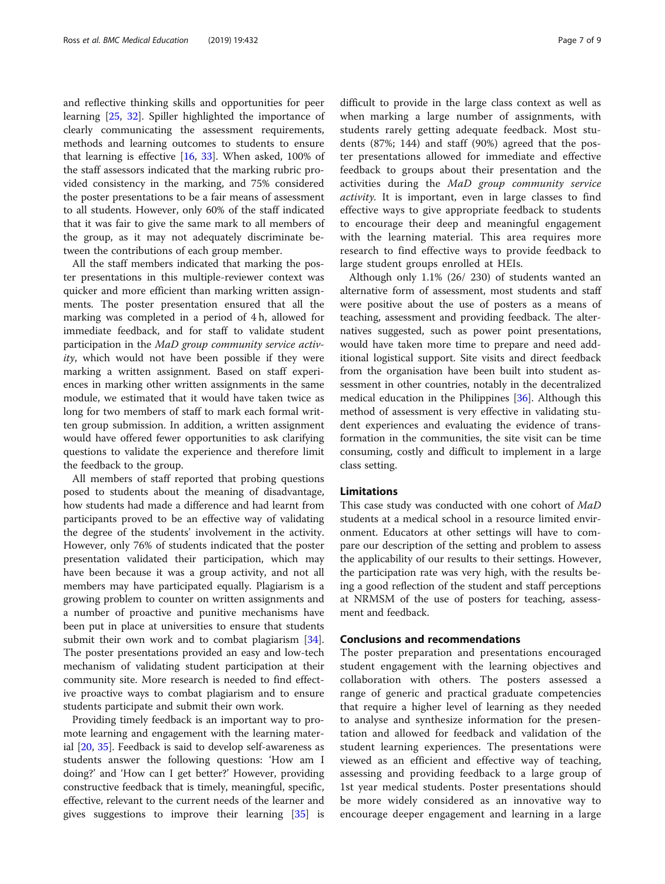and reflective thinking skills and opportunities for peer learning [25, 32]. Spiller highlighted the importance of clearly communicating the assessment requirements, methods and learning outcomes to students to ensure that learning is effective [16, 33]. When asked, 100% of the staff assessors indicated that the marking rubric provided consistency in the marking, and 75% considered the poster presentations to be a fair means of assessment to all students. However, only 60% of the staff indicated that it was fair to give the same mark to all members of the group, as it may not adequately discriminate between the contributions of each group member.

All the staff members indicated that marking the poster presentations in this multiple-reviewer context was quicker and more efficient than marking written assignments. The poster presentation ensured that all the marking was completed in a period of 4 h, allowed for immediate feedback, and for staff to validate student participation in the *MaD group community service activity*, which would not have been possible if they were marking a written assignment. Based on staff experiences in marking other written assignments in the same module, we estimated that it would have taken twice as long for two members of staff to mark each formal written group submission. In addition, a written assignment would have offered fewer opportunities to ask clarifying questions to validate the experience and therefore limit the feedback to the group.

All members of staff reported that probing questions posed to students about the meaning of disadvantage, how students had made a difference and had learnt from participants proved to be an effective way of validating the degree of the students' involvement in the activity. However, only 76% of students indicated that the poster presentation validated their participation, which may have been because it was a group activity, and not all members may have participated equally. Plagiarism is a growing problem to counter on written assignments and a number of proactive and punitive mechanisms have been put in place at universities to ensure that students submit their own work and to combat plagiarism [34]. The poster presentations provided an easy and low-tech mechanism of validating student participation at their community site. More research is needed to find effective proactive ways to combat plagiarism and to ensure students participate and submit their own work.

Providing timely feedback is an important way to promote learning and engagement with the learning material [20, 35]. Feedback is said to develop self-awareness as students answer the following questions: 'How am I doing?' and 'How can I get better?' However, providing constructive feedback that is timely, meaningful, specific, effective, relevant to the current needs of the learner and gives suggestions to improve their learning [35] is difficult to provide in the large class context as well as when marking a large number of assignments, with students rarely getting adequate feedback. Most students (87%; 144) and staff (90%) agreed that the poster presentations allowed for immediate and effective feedback to groups about their presentation and the activities during the *MaD group community service activity.* It is important, even in large classes to find effective ways to give appropriate feedback to students to encourage their deep and meaningful engagement with the learning material. This area requires more research to find effective ways to provide feedback to large student groups enrolled at HEIs.

Although only 1.1% (26/ 230) of students wanted an alternative form of assessment, most students and staff were positive about the use of posters as a means of teaching, assessment and providing feedback. The alternatives suggested, such as power point presentations, would have taken more time to prepare and need additional logistical support. Site visits and direct feedback from the organisation have been built into student assessment in other countries, notably in the decentralized medical education in the Philippines [36]. Although this method of assessment is very effective in validating student experiences and evaluating the evidence of transformation in the communities, the site visit can be time consuming, costly and difficult to implement in a large class setting.

## Limitations

This case study was conducted with one cohort of *MaD* students at a medical school in a resource limited environment. Educators at other settings will have to compare our description of the setting and problem to assess the applicability of our results to their settings. However, the participation rate was very high, with the results being a good reflection of the student and staff perceptions at NRMSM of the use of posters for teaching, assessment and feedback.

## Conclusions and recommendations

The poster preparation and presentations encouraged student engagement with the learning objectives and collaboration with others. The posters assessed a range of generic and practical graduate competencies that require a higher level of learning as they needed to analyse and synthesize information for the presentation and allowed for feedback and validation of the student learning experiences. The presentations were viewed as an efficient and effective way of teaching, assessing and providing feedback to a large group of 1st year medical students. Poster presentations should be more widely considered as an innovative way to encourage deeper engagement and learning in a large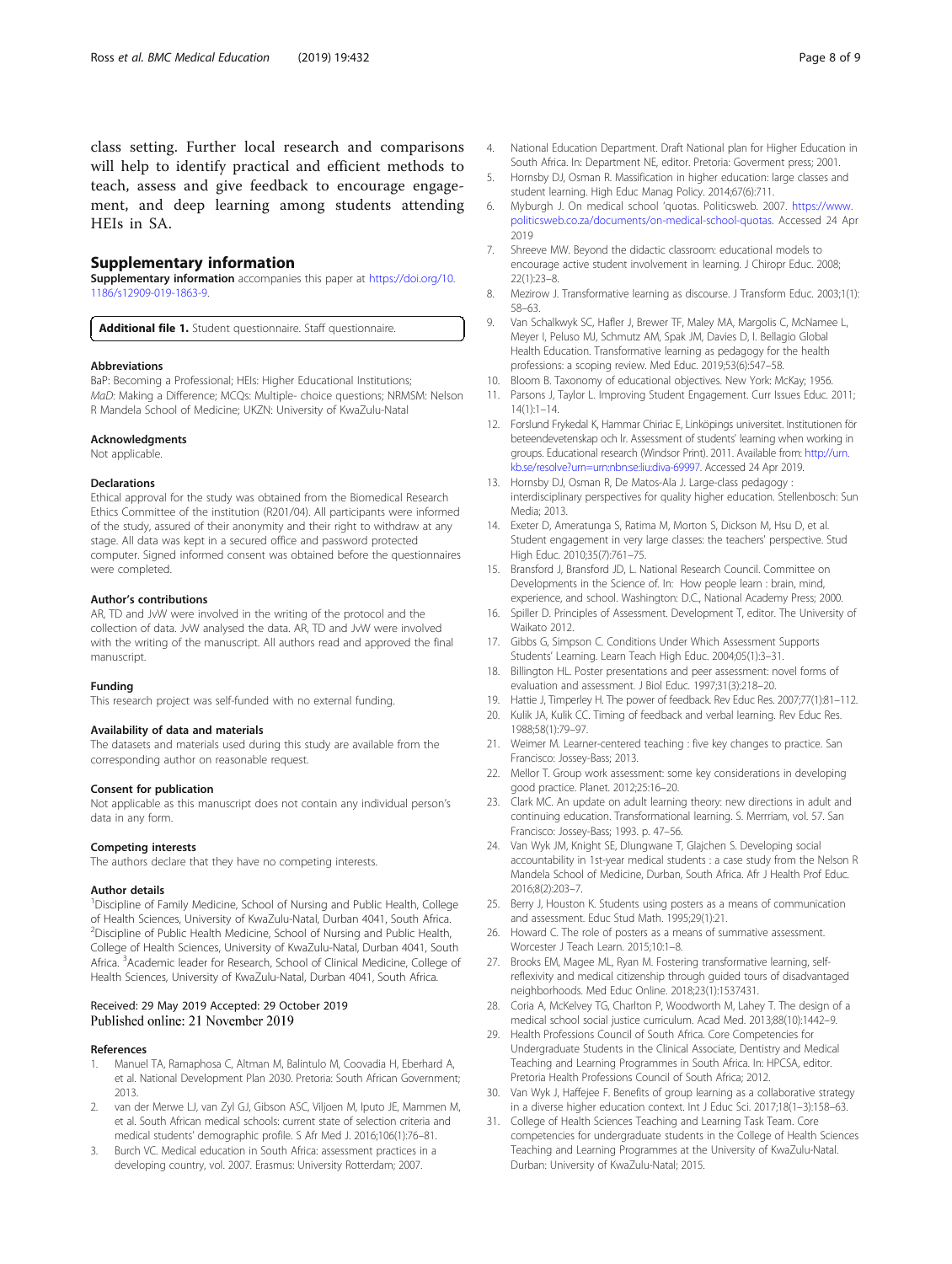class setting. Further local research and comparisons will help to identify practical and efficient methods to teach, assess and give feedback to encourage engagement, and deep learning among students attending HEIs in SA.

## Supplementary information

**Supplementary information** accompanies this paper at https://doi.org/10.1186/s12909-019-1863-9.

**Additional file 1.** Student questionnaire. Staff questionnaire.

#### Abbreviations

BaP: Becoming a Professional; HEIs: Higher Educational Institutions; *MaD*: Making a Difference; MCQs: Multiple- choice questions; NRMSM: Nelson R Mandela School of Medicine; UKZN: University of KwaZulu-Natal

#### Acknowledgments

Not applicable.

#### Declarations

Ethical approval for the study was obtained from the Biomedical Research Ethics Committee of the institution (R201/04). All participants were informed of the study, assured of their anonymity and their right to withdraw at any stage. All data was kept in a secured office and password protected computer. Signed informed consent was obtained before the questionnaires were completed.

#### Author's contributions

AR, TD and JvW were involved in the writing of the protocol and the collection of data. JvW analysed the data. AR, TD and JvW were involved with the writing of the manuscript. All authors read and approved the final manuscript.

#### Funding

This research project was self-funded with no external funding.

#### Availability of data and materials

The datasets and materials used during this study are available from the corresponding author on reasonable request.

#### Consent for publication

Not applicable as this manuscript does not contain any individual person's data in any form.

#### Competing interests

The authors declare that they have no competing interests.

#### Author details

[1]Discipline of Family Medicine, School of Nursing and Public Health, College of Health Sciences, University of KwaZulu-Natal, Durban 4041, South Africa. [2]Discipline of Public Health Medicine, School of Nursing and Public Health, College of Health Sciences, University of KwaZulu-Natal, Durban 4041, South Africa. [3]Academic leader for Research, School of Clinical Medicine, College of Health Sciences, University of KwaZulu-Natal, Durban 4041, South Africa.

Received: 29 May 2019 Accepted: 29 October 2019
Published online: 21 November 2019

#### References

1. Manuel TA, Ramaphosa C, Altman M, Balintulo M, Coovadia H, Eberhard A, et al. National Development Plan 2030. Pretoria: South African Government; 2013.
2. van der Merwe LJ, van Zyl GJ, Gibson ASC, Viljoen M, Iputo JE, Mammen M, et al. South African medical schools: current state of selection criteria and medical students' demographic profile. S Afr Med J. 2016;106(1):76–81.
3. Burch VC. Medical education in South Africa: assessment practices in a developing country, vol. 2007. Erasmus: University Rotterdam; 2007.
4. National Education Department. Draft National plan for Higher Education in South Africa. In: Department NE, editor. Pretoria: Goverment press; 2001.
5. Hornsby DJ, Osman R. Massification in higher education: large classes and student learning. High Educ Manag Policy. 2014;67(6):711.
6. Myburgh J. On medical school 'quotas. Politicsweb. 2007. https://www.politicsweb.co.za/documents/on-medical-school-quotas. Accessed 24 Apr 2019
7. Shreeve MW. Beyond the didactic classroom: educational models to encourage active student involvement in learning. J Chiropr Educ. 2008; 22(1):23–8.
8. Mezirow J. Transformative learning as discourse. J Transform Educ. 2003;1(1): 58–63.
9. Van Schalkwyk SC, Hafler J, Brewer TF, Maley MA, Margolis C, McNamee L, Meyer I, Peluso MJ, Schmutz AM, Spak JM, Davies D, I. Bellagio Global Health Education. Transformative learning as pedagogy for the health professions: a scoping review. Med Educ. 2019;53(6):547–58.
10. Bloom B. Taxonomy of educational objectives. New York: McKay; 1956.
11. Parsons J, Taylor L. Improving Student Engagement. Curr Issues Educ. 2011; 14(1):1–14.
12. Forslund Frykedal K, Hammar Chiriac E, Linköpings universitet. Institutionen för beteendevetenskap och lr. Assessment of students' learning when working in groups. Educational research (Windsor Print). 2011. Available from: http://urn.kb.se/resolve?urn=urn:nbn:se:liu:diva-69997. Accessed 24 Apr 2019.
13. Hornsby DJ, Osman R, De Matos-Ala J. Large-class pedagogy : interdisciplinary perspectives for quality higher education. Stellenbosch: Sun Media; 2013.
14. Exeter D, Ameratunga S, Ratima M, Morton S, Dickson M, Hsu D, et al. Student engagement in very large classes: the teachers' perspective. Stud High Educ. 2010;35(7):761–75.
15. Bransford J, Bransford JD, L. National Research Council. Committee on Developments in the Science of. In: How people learn : brain, mind, experience, and school. Washington: D.C., National Academy Press; 2000.
16. Spiller D. Principles of Assessment. Development T, editor. The University of Waikato 2012.
17. Gibbs G, Simpson C. Conditions Under Which Assessment Supports Students' Learning. Learn Teach High Educ. 2004;05(1):3–31.
18. Billington HL. Poster presentations and peer assessment: novel forms of evaluation and assessment. J Biol Educ. 1997;31(3):218–20.
19. Hattie J, Timperley H. The power of feedback. Rev Educ Res. 2007;77(1):81–112.
20. Kulik JA, Kulik CC. Timing of feedback and verbal learning. Rev Educ Res. 1988;58(1):79–97.
21. Weimer M. Learner-centered teaching : five key changes to practice. San Francisco: Jossey-Bass; 2013.
22. Mellor T. Group work assessment: some key considerations in developing good practice. Planet. 2012;25:16–20.
23. Clark MC. An update on adult learning theory: new directions in adult and continuing education. Transformational learning. S. Merrriam, vol. 57. San Francisco: Jossey-Bass; 1993. p. 47–56.
24. Van Wyk JM, Knight SE, Dlungwane T, Glajchen S. Developing social accountability in 1st-year medical students : a case study from the Nelson R Mandela School of Medicine, Durban, South Africa. Afr J Health Prof Educ. 2016;8(2):203–7.
25. Berry J, Houston K. Students using posters as a means of communication and assessment. Educ Stud Math. 1995;29(1):21.
26. Howard C. The role of posters as a means of summative assessment. Worcester J Teach Learn. 2015;10:1–8.
27. Brooks EM, Magee ML, Ryan M. Fostering transformative learning, self-reflexivity and medical citizenship through guided tours of disadvantaged neighborhoods. Med Educ Online. 2018;23(1):1537431.
28. Coria A, McKelvey TG, Charlton P, Woodworth M, Lahey T. The design of a medical school social justice curriculum. Acad Med. 2013;88(10):1442–9.
29. Health Professions Council of South Africa. Core Competencies for Undergraduate Students in the Clinical Associate, Dentistry and Medical Teaching and Learning Programmes in South Africa. In: HPCSA, editor. Pretoria Health Professions Council of South Africa; 2012.
30. Van Wyk J, Haffejee F. Benefits of group learning as a collaborative strategy in a diverse higher education context. Int J Educ Sci. 2017;18(1–3):158–63.
31. College of Health Sciences Teaching and Learning Task Team. Core competencies for undergraduate students in the College of Health Sciences Teaching and Learning Programmes at the University of KwaZulu-Natal. Durban: University of KwaZulu-Natal; 2015.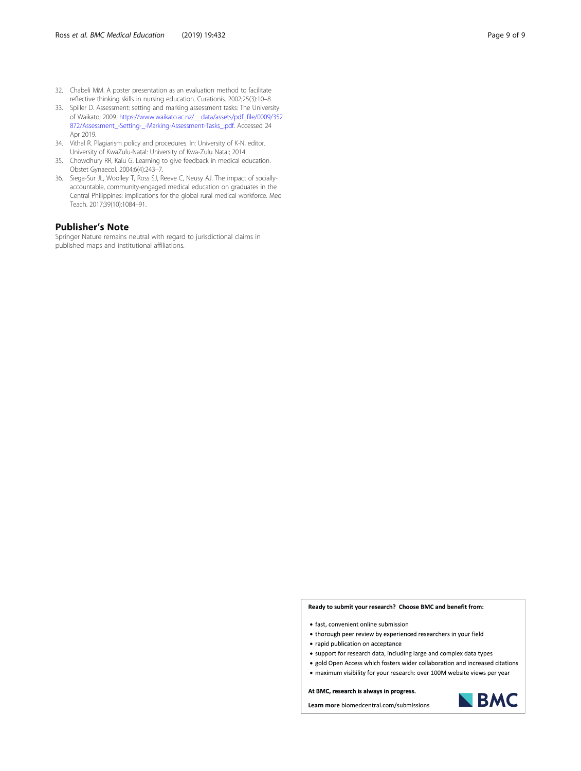32. Chabeli MM. A poster presentation as an evaluation method to facilitate reflective thinking skills in nursing education. Curationis. 2002;25(3):10–8.
33. Spiller D. Assessment: setting and marking assessment tasks: The University of Waikato; 2009. https://www.waikato.ac.nz/__data/assets/pdf_file/0009/352872/Assessment_-Setting-_-Marking-Assessment-Tasks_.pdf. Accessed 24 Apr 2019.
34. Vithal R. Plagiarism policy and procedures. In: University of K-N, editor. University of KwaZulu-Natal: University of Kwa-Zulu Natal; 2014.
35. Chowdhury RR, Kalu G. Learning to give feedback in medical education. Obstet Gynaecol. 2004;6(4):243–7.
36. Siega-Sur JL, Woolley T, Ross SJ, Reeve C, Neusy AJ. The impact of socially-accountable, community-engaged medical education on graduates in the Central Philippines: implications for the global rural medical workforce. Med Teach. 2017;39(10):1084–91.

## Publisher's Note

Springer Nature remains neutral with regard to jurisdictional claims in published maps and institutional affiliations.

**Ready to submit your research? Choose BMC and benefit from:**

- fast, convenient online submission
- thorough peer review by experienced researchers in your field
- rapid publication on acceptance
- support for research data, including large and complex data types
- gold Open Access which fosters wider collaboration and increased citations
- maximum visibility for your research: over 100M website views per year

**At BMC, research is always in progress.**

**Learn more** biomedcentral.com/submissions

BMC